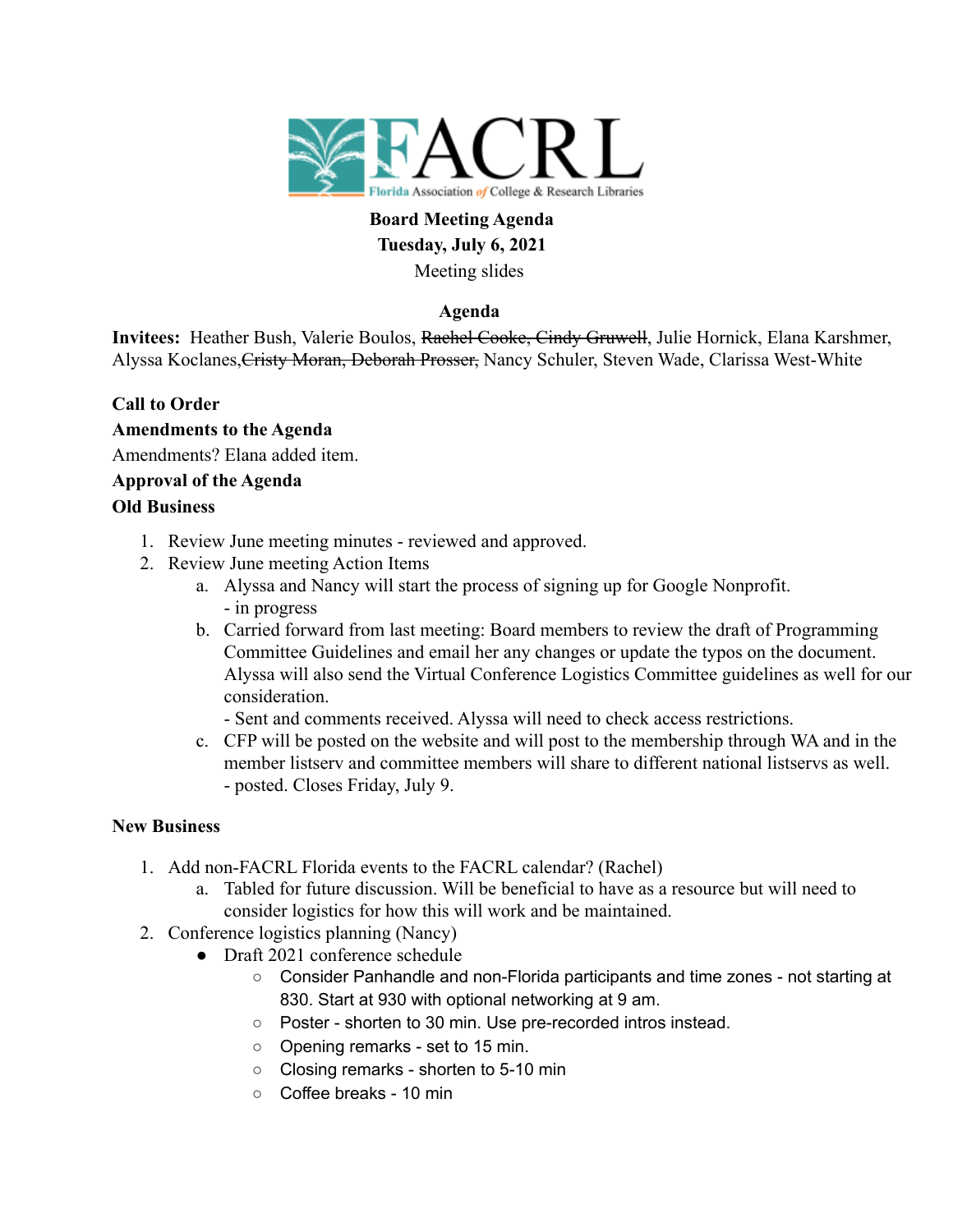FACRL
Florida Association of College & Research Libraries

**Board Meeting Agenda**
**Tuesday, July 6, 2021**
Meeting slides

**Agenda**

**Invitees:** Heather Bush, Valerie Boulos, ~~Rachel Cooke, Cindy Gruwell~~, Julie Hornick, Elana Karshmer, Alyssa Koclanes,~~Cristy Moran, Deborah Prosser,~~ Nancy Schuler, Steven Wade, Clarissa West-White

**Call to Order**

**Amendments to the Agenda**

Amendments? Elana added item.

**Approval of the Agenda**

**Old Business**

1. Review June meeting minutes - reviewed and approved.
2. Review June meeting Action Items
   a. Alyssa and Nancy will start the process of signing up for Google Nonprofit.
      - in progress
   b. Carried forward from last meeting: Board members to review the draft of Programming Committee Guidelines and email her any changes or update the typos on the document. Alyssa will also send the Virtual Conference Logistics Committee guidelines as well for our consideration.
      - Sent and comments received. Alyssa will need to check access restrictions.
   c. CFP will be posted on the website and will post to the membership through WA and in the member listserv and committee members will share to different national listservs as well.
      - posted. Closes Friday, July 9.

**New Business**

1. Add non-FACRL Florida events to the FACRL calendar? (Rachel)
   a. Tabled for future discussion. Will be beneficial to have as a resource but will need to consider logistics for how this will work and be maintained.
2. Conference logistics planning (Nancy)
   - Draft 2021 conference schedule
     - Consider Panhandle and non-Florida participants and time zones - not starting at 830. Start at 930 with optional networking at 9 am.
     - Poster - shorten to 30 min. Use pre-recorded intros instead.
     - Opening remarks - set to 15 min.
     - Closing remarks - shorten to 5-10 min
     - Coffee breaks - 10 min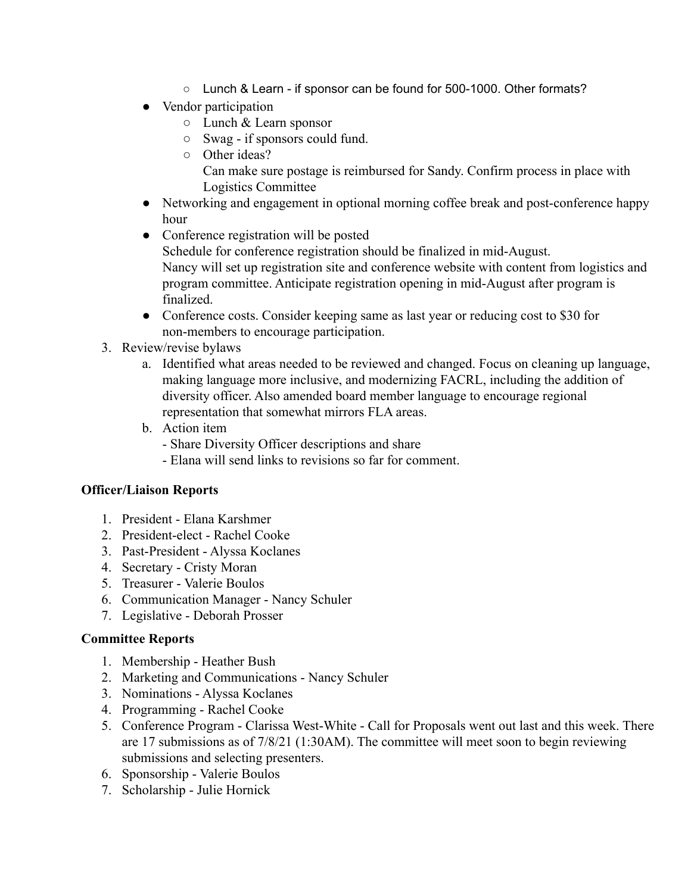- Lunch & Learn - if sponsor can be found for 500-1000. Other formats?
- Vendor participation
    - Lunch & Learn sponsor
    - Swag - if sponsors could fund.
    - Other ideas?
      Can make sure postage is reimbursed for Sandy. Confirm process in place with Logistics Committee
- Networking and engagement in optional morning coffee break and post-conference happy hour
- Conference registration will be posted
  Schedule for conference registration should be finalized in mid-August.
  Nancy will set up registration site and conference website with content from logistics and program committee. Anticipate registration opening in mid-August after program is finalized.
- Conference costs. Consider keeping same as last year or reducing cost to $30 for non-members to encourage participation.

3. Review/revise bylaws
    a. Identified what areas needed to be reviewed and changed. Focus on cleaning up language, making language more inclusive, and modernizing FACRL, including the addition of diversity officer. Also amended board member language to encourage regional representation that somewhat mirrors FLA areas.
    b. Action item
       - Share Diversity Officer descriptions and share
       - Elana will send links to revisions so far for comment.

**Officer/Liaison Reports**

1. President - Elana Karshmer
2. President-elect - Rachel Cooke
3. Past-President - Alyssa Koclanes
4. Secretary - Cristy Moran
5. Treasurer - Valerie Boulos
6. Communication Manager - Nancy Schuler
7. Legislative - Deborah Prosser

**Committee Reports**

1. Membership - Heather Bush
2. Marketing and Communications - Nancy Schuler
3. Nominations - Alyssa Koclanes
4. Programming - Rachel Cooke
5. Conference Program - Clarissa West-White - Call for Proposals went out last and this week. There are 17 submissions as of 7/8/21 (1:30AM). The committee will meet soon to begin reviewing submissions and selecting presenters.
6. Sponsorship - Valerie Boulos
7. Scholarship - Julie Hornick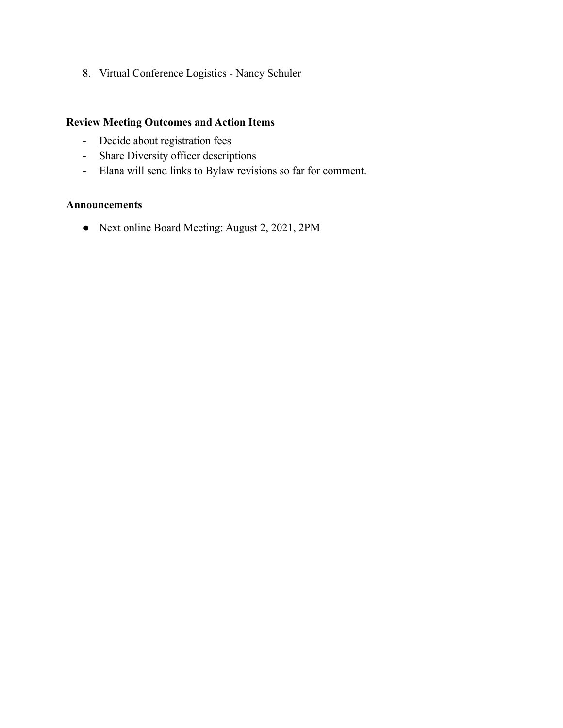8. Virtual Conference Logistics - Nancy Schuler

**Review Meeting Outcomes and Action Items**

- Decide about registration fees
- Share Diversity officer descriptions
- Elana will send links to Bylaw revisions so far for comment.

**Announcements**

- Next online Board Meeting: August 2, 2021, 2PM